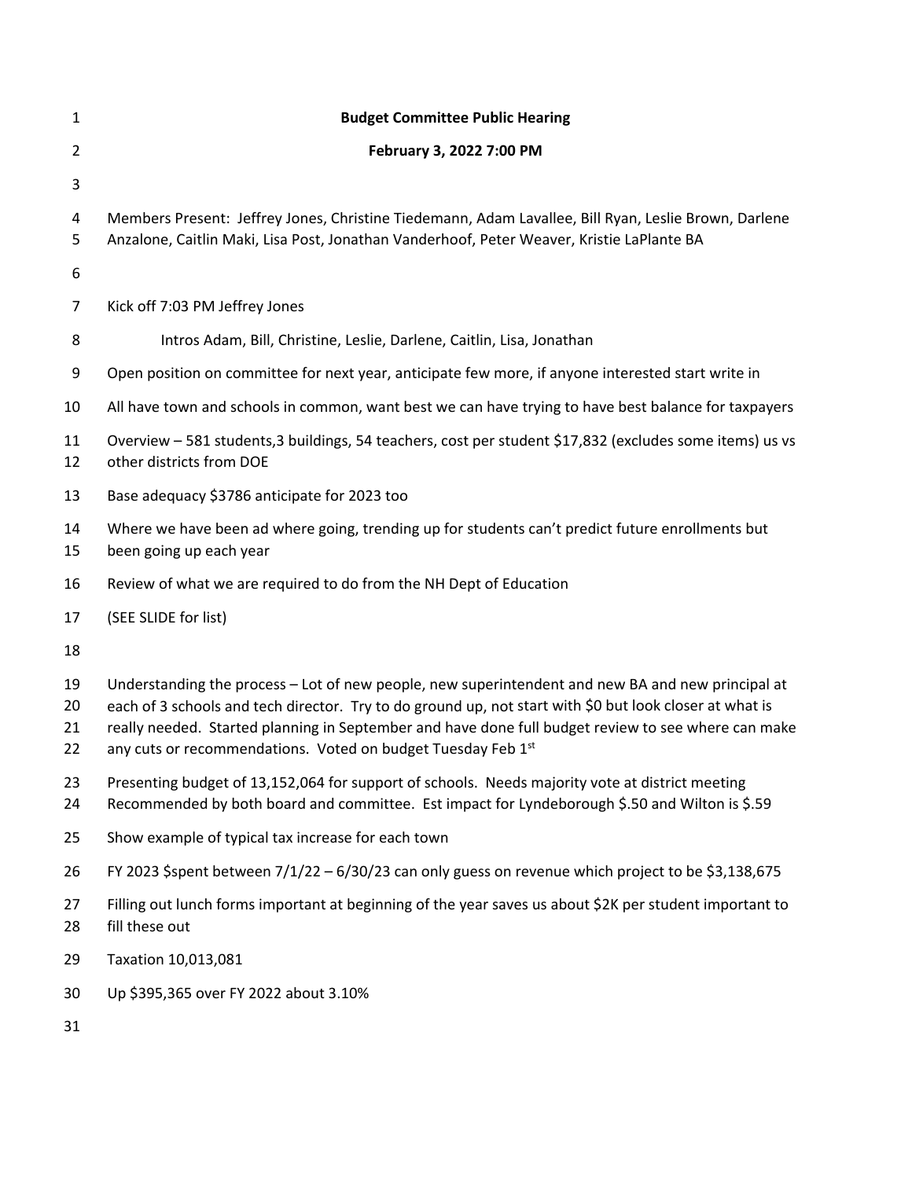**Budget Committee Public Hearing**

**February 3, 2022 7:00 PM**

Members Present: Jeffrey Jones, Christine Tiedemann, Adam Lavallee, Bill Ryan, Leslie Brown, Darlene Anzalone, Caitlin Maki, Lisa Post, Jonathan Vanderhoof, Peter Weaver, Kristie LaPlante BA

Kick off 7:03 PM Jeffrey Jones

Intros Adam, Bill, Christine, Leslie, Darlene, Caitlin, Lisa, Jonathan

Open position on committee for next year, anticipate few more, if anyone interested start write in

All have town and schools in common, want best we can have trying to have best balance for taxpayers

Overview – 581 students,3 buildings, 54 teachers, cost per student $17,832 (excludes some items) us vs other districts from DOE

Base adequacy $3786 anticipate for 2023 too

Where we have been ad where going, trending up for students can't predict future enrollments but been going up each year

Review of what we are required to do from the NH Dept of Education

(SEE SLIDE for list)

Understanding the process – Lot of new people, new superintendent and new BA and new principal at each of 3 schools and tech director. Try to do ground up, not start with $0 but look closer at what is really needed. Started planning in September and have done full budget review to see where can make any cuts or recommendations. Voted on budget Tuesday Feb 1st

Presenting budget of 13,152,064 for support of schools. Needs majority vote at district meeting Recommended by both board and committee. Est impact for Lyndeborough $.50 and Wilton is $.59

Show example of typical tax increase for each town

FY 2023 $spent between 7/1/22 – 6/30/23 can only guess on revenue which project to be $3,138,675

Filling out lunch forms important at beginning of the year saves us about $2K per student important to fill these out

Taxation 10,013,081

Up $395,365 over FY 2022 about 3.10%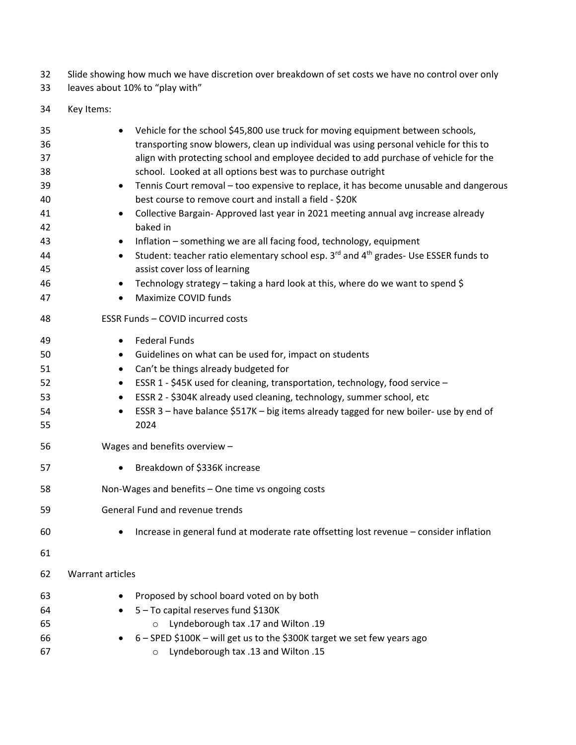Slide showing how much we have discretion over breakdown of set costs we have no control over only leaves about 10% to "play with"

Key Items:

- Vehicle for the school $45,800 use truck for moving equipment between schools, transporting snow blowers, clean up individual was using personal vehicle for this to align with protecting school and employee decided to add purchase of vehicle for the school. Looked at all options best was to purchase outright
- Tennis Court removal – too expensive to replace, it has become unusable and dangerous best course to remove court and install a field - $20K
- Collective Bargain- Approved last year in 2021 meeting annual avg increase already baked in
- Inflation – something we are all facing food, technology, equipment
- Student: teacher ratio elementary school esp. 3rd and 4th grades- Use ESSER funds to assist cover loss of learning
- Technology strategy – taking a hard look at this, where do we want to spend $
- Maximize COVID funds

ESSR Funds – COVID incurred costs

- Federal Funds
- Guidelines on what can be used for, impact on students
- Can't be things already budgeted for
- ESSR 1 - $45K used for cleaning, transportation, technology, food service –
- ESSR 2 - $304K already used cleaning, technology, summer school, etc
- ESSR 3 – have balance $517K – big items already tagged for new boiler- use by end of 2024

Wages and benefits overview –

- Breakdown of $336K increase

Non-Wages and benefits – One time vs ongoing costs

General Fund and revenue trends

- Increase in general fund at moderate rate offsetting lost revenue – consider inflation

Warrant articles

- Proposed by school board voted on by both
- 5 – To capital reserves fund $130K
  - Lyndeborough tax .17 and Wilton .19
- 6 – SPED $100K – will get us to the $300K target we set few years ago
  - Lyndeborough tax .13 and Wilton .15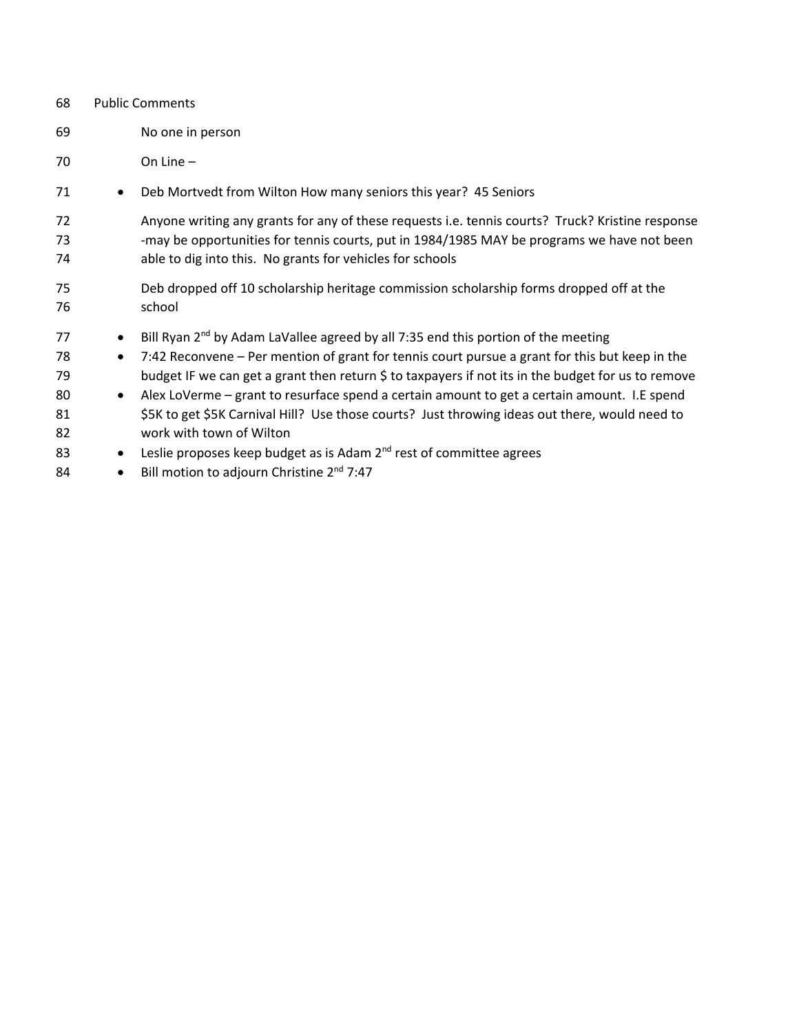Public Comments

No one in person

On Line –

- Deb Mortvedt from Wilton How many seniors this year? 45 Seniors

  Anyone writing any grants for any of these requests i.e. tennis courts? Truck? Kristine response -may be opportunities for tennis courts, put in 1984/1985 MAY be programs we have not been able to dig into this. No grants for vehicles for schools

  Deb dropped off 10 scholarship heritage commission scholarship forms dropped off at the school

- Bill Ryan 2nd by Adam LaVallee agreed by all 7:35 end this portion of the meeting
- 7:42 Reconvene – Per mention of grant for tennis court pursue a grant for this but keep in the budget IF we can get a grant then return $ to taxpayers if not its in the budget for us to remove
- Alex LoVerme – grant to resurface spend a certain amount to get a certain amount. I.E spend $5K to get $5K Carnival Hill? Use those courts? Just throwing ideas out there, would need to work with town of Wilton
- Leslie proposes keep budget as is Adam 2nd rest of committee agrees
- Bill motion to adjourn Christine 2nd 7:47